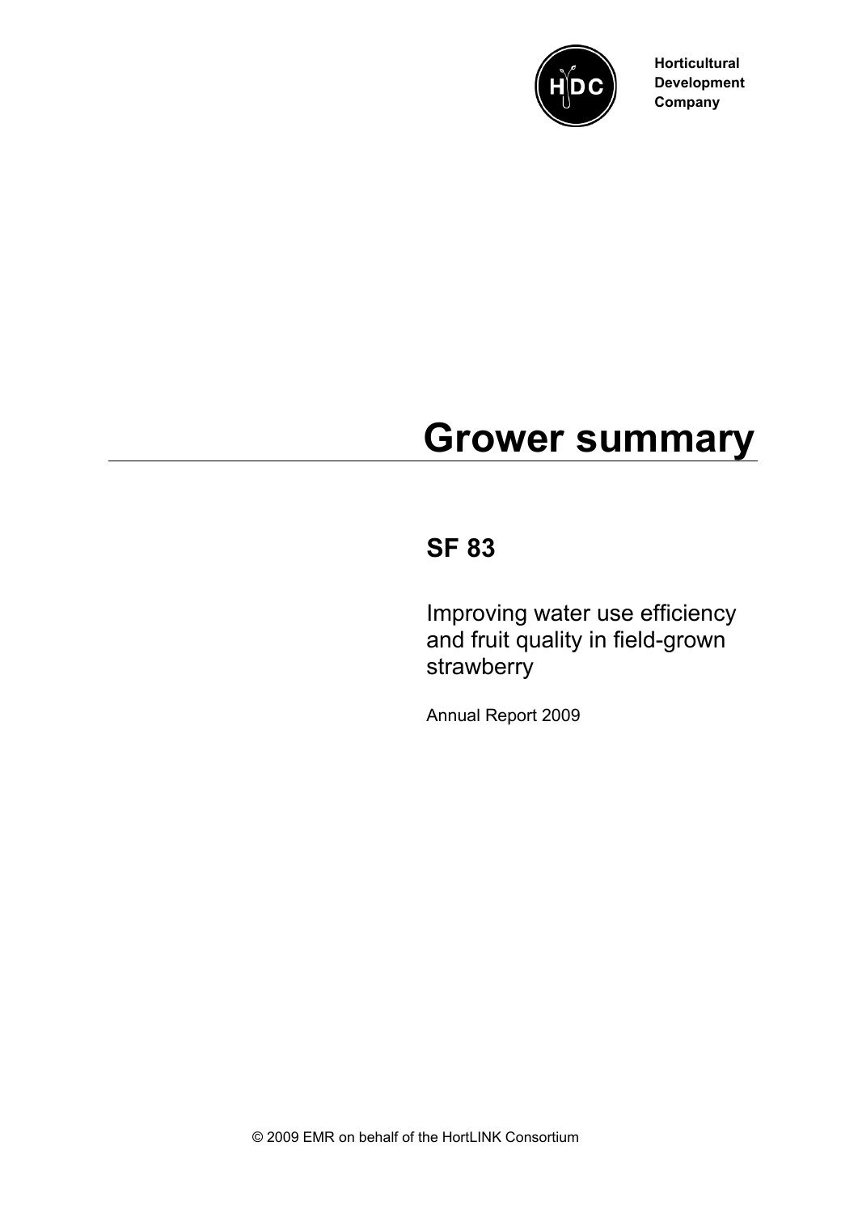Horticultural
Development
Company

# Grower summary

## SF 83

Improving water use efficiency and fruit quality in field-grown strawberry

Annual Report 2009

© 2009 EMR on behalf of the HortLINK Consortium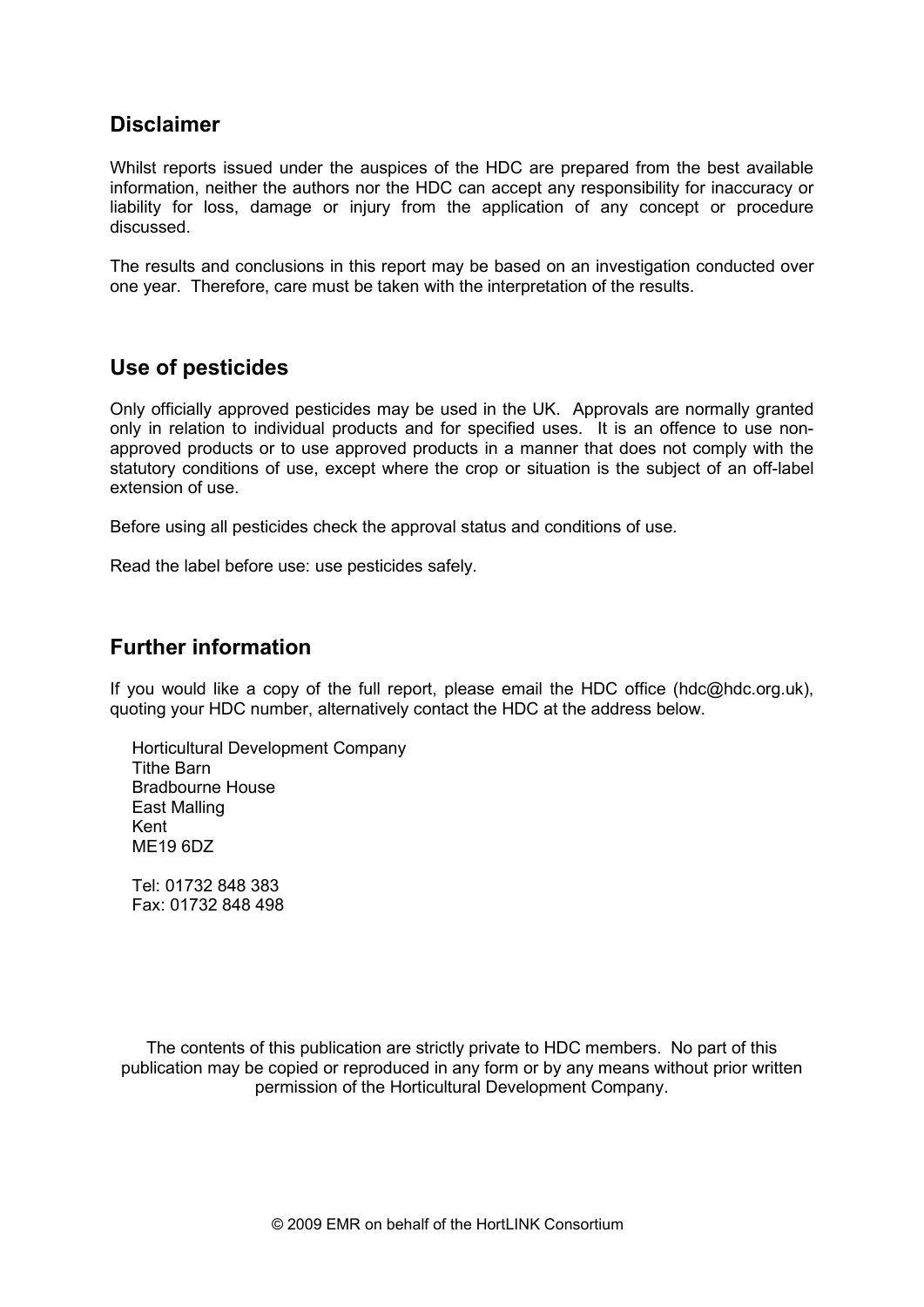## Disclaimer

Whilst reports issued under the auspices of the HDC are prepared from the best available information, neither the authors nor the HDC can accept any responsibility for inaccuracy or liability for loss, damage or injury from the application of any concept or procedure discussed.

The results and conclusions in this report may be based on an investigation conducted over one year. Therefore, care must be taken with the interpretation of the results.

## Use of pesticides

Only officially approved pesticides may be used in the UK. Approvals are normally granted only in relation to individual products and for specified uses. It is an offence to use non-approved products or to use approved products in a manner that does not comply with the statutory conditions of use, except where the crop or situation is the subject of an off-label extension of use.

Before using all pesticides check the approval status and conditions of use.

Read the label before use: use pesticides safely.

## Further information

If you would like a copy of the full report, please email the HDC office (hdc@hdc.org.uk), quoting your HDC number, alternatively contact the HDC at the address below.

Horticultural Development Company
Tithe Barn
Bradbourne House
East Malling
Kent
ME19 6DZ

Tel: 01732 848 383
Fax: 01732 848 498

The contents of this publication are strictly private to HDC members. No part of this publication may be copied or reproduced in any form or by any means without prior written permission of the Horticultural Development Company.

© 2009 EMR on behalf of the HortLINK Consortium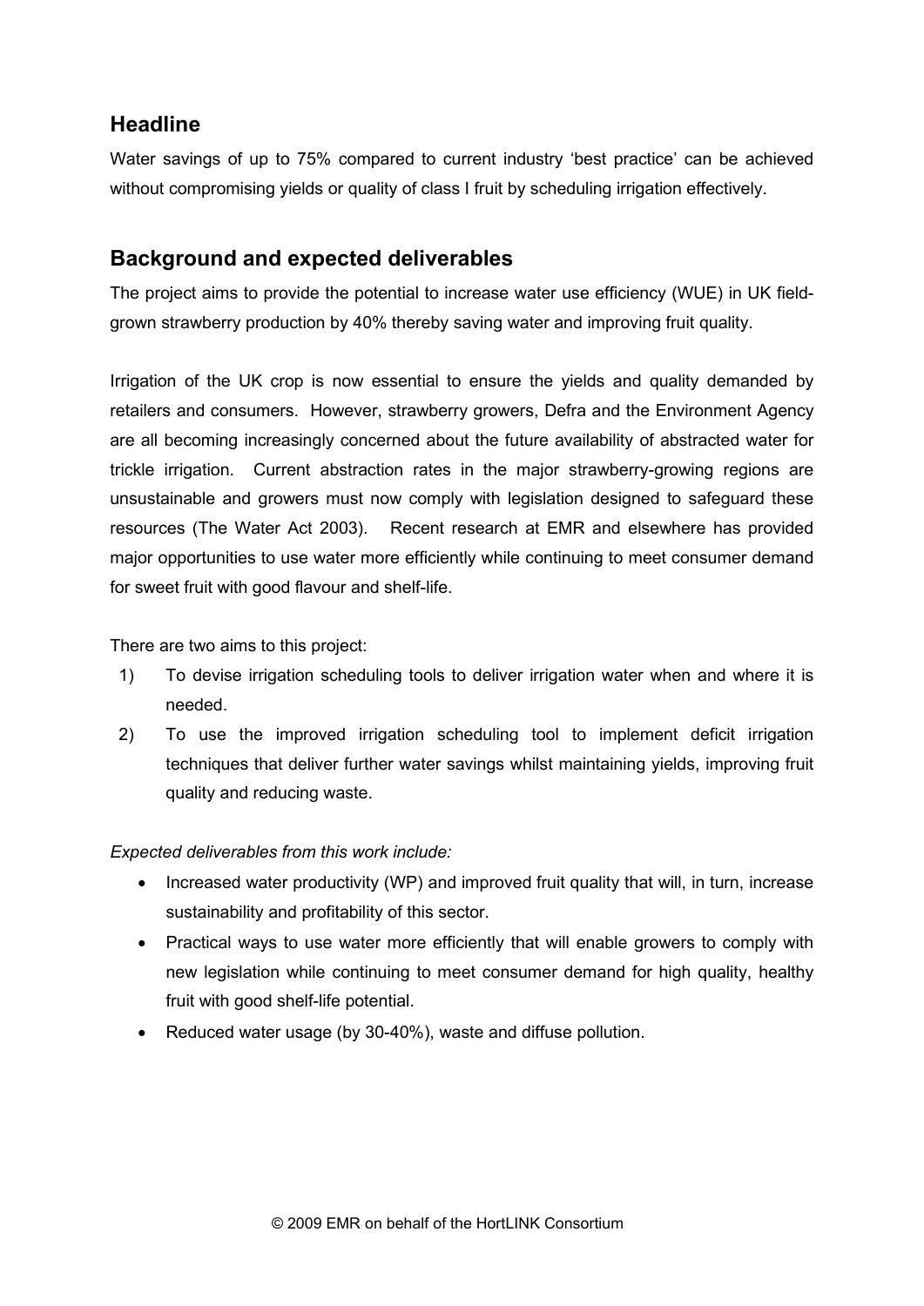## Headline

Water savings of up to 75% compared to current industry 'best practice' can be achieved without compromising yields or quality of class I fruit by scheduling irrigation effectively.

## Background and expected deliverables

The project aims to provide the potential to increase water use efficiency (WUE) in UK field-grown strawberry production by 40% thereby saving water and improving fruit quality.

Irrigation of the UK crop is now essential to ensure the yields and quality demanded by retailers and consumers. However, strawberry growers, Defra and the Environment Agency are all becoming increasingly concerned about the future availability of abstracted water for trickle irrigation. Current abstraction rates in the major strawberry-growing regions are unsustainable and growers must now comply with legislation designed to safeguard these resources (The Water Act 2003). Recent research at EMR and elsewhere has provided major opportunities to use water more efficiently while continuing to meet consumer demand for sweet fruit with good flavour and shelf-life.

There are two aims to this project:

1) To devise irrigation scheduling tools to deliver irrigation water when and where it is needed.
2) To use the improved irrigation scheduling tool to implement deficit irrigation techniques that deliver further water savings whilst maintaining yields, improving fruit quality and reducing waste.

*Expected deliverables from this work include:*

- Increased water productivity (WP) and improved fruit quality that will, in turn, increase sustainability and profitability of this sector.
- Practical ways to use water more efficiently that will enable growers to comply with new legislation while continuing to meet consumer demand for high quality, healthy fruit with good shelf-life potential.
- Reduced water usage (by 30-40%), waste and diffuse pollution.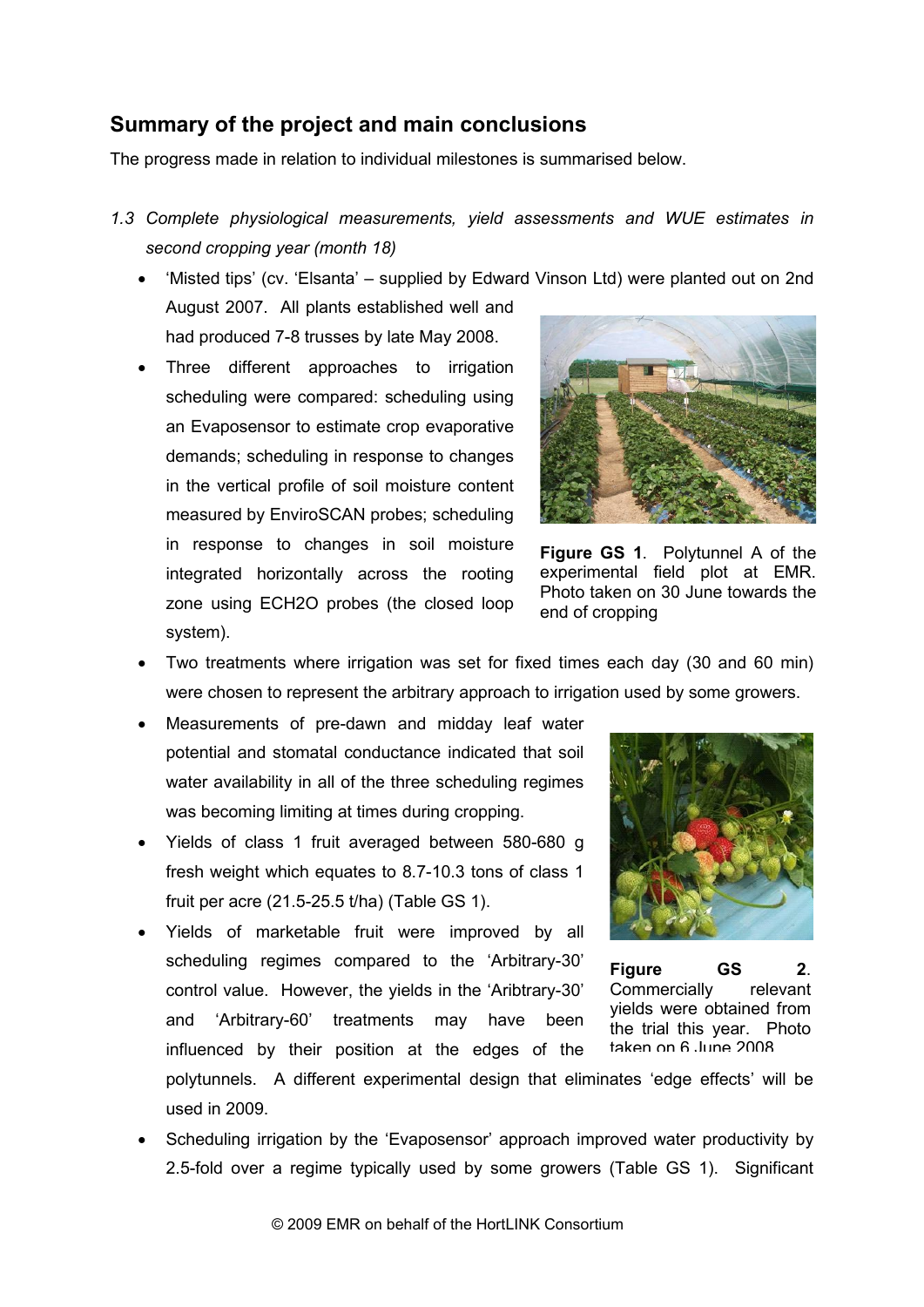## Summary of the project and main conclusions

The progress made in relation to individual milestones is summarised below.

*1.3 Complete physiological measurements, yield assessments and WUE estimates in second cropping year (month 18)*

- 'Misted tips' (cv. 'Elsanta' – supplied by Edward Vinson Ltd) were planted out on 2nd August 2007. All plants established well and had produced 7-8 trusses by late May 2008.
- Three different approaches to irrigation scheduling were compared: scheduling using an Evaposensor to estimate crop evaporative demands; scheduling in response to changes in the vertical profile of soil moisture content measured by EnviroSCAN probes; scheduling in response to changes in soil moisture integrated horizontally across the rooting zone using ECH2O probes (the closed loop system).

**Figure GS 1**. Polytunnel A of the experimental field plot at EMR. Photo taken on 30 June towards the end of cropping

- Two treatments where irrigation was set for fixed times each day (30 and 60 min) were chosen to represent the arbitrary approach to irrigation used by some growers.
- Measurements of pre-dawn and midday leaf water potential and stomatal conductance indicated that soil water availability in all of the three scheduling regimes was becoming limiting at times during cropping.
- Yields of class 1 fruit averaged between 580-680 g fresh weight which equates to 8.7-10.3 tons of class 1 fruit per acre (21.5-25.5 t/ha) (Table GS 1).
- Yields of marketable fruit were improved by all scheduling regimes compared to the 'Arbitrary-30' control value. However, the yields in the 'Aribtrary-30' and 'Arbitrary-60' treatments may have been influenced by their position at the edges of the polytunnels. A different experimental design that eliminates 'edge effects' will be used in 2009.

**Figure GS 2**. Commercially relevant yields were obtained from the trial this year. Photo taken on 6 June 2008

- Scheduling irrigation by the 'Evaposensor' approach improved water productivity by 2.5-fold over a regime typically used by some growers (Table GS 1). Significant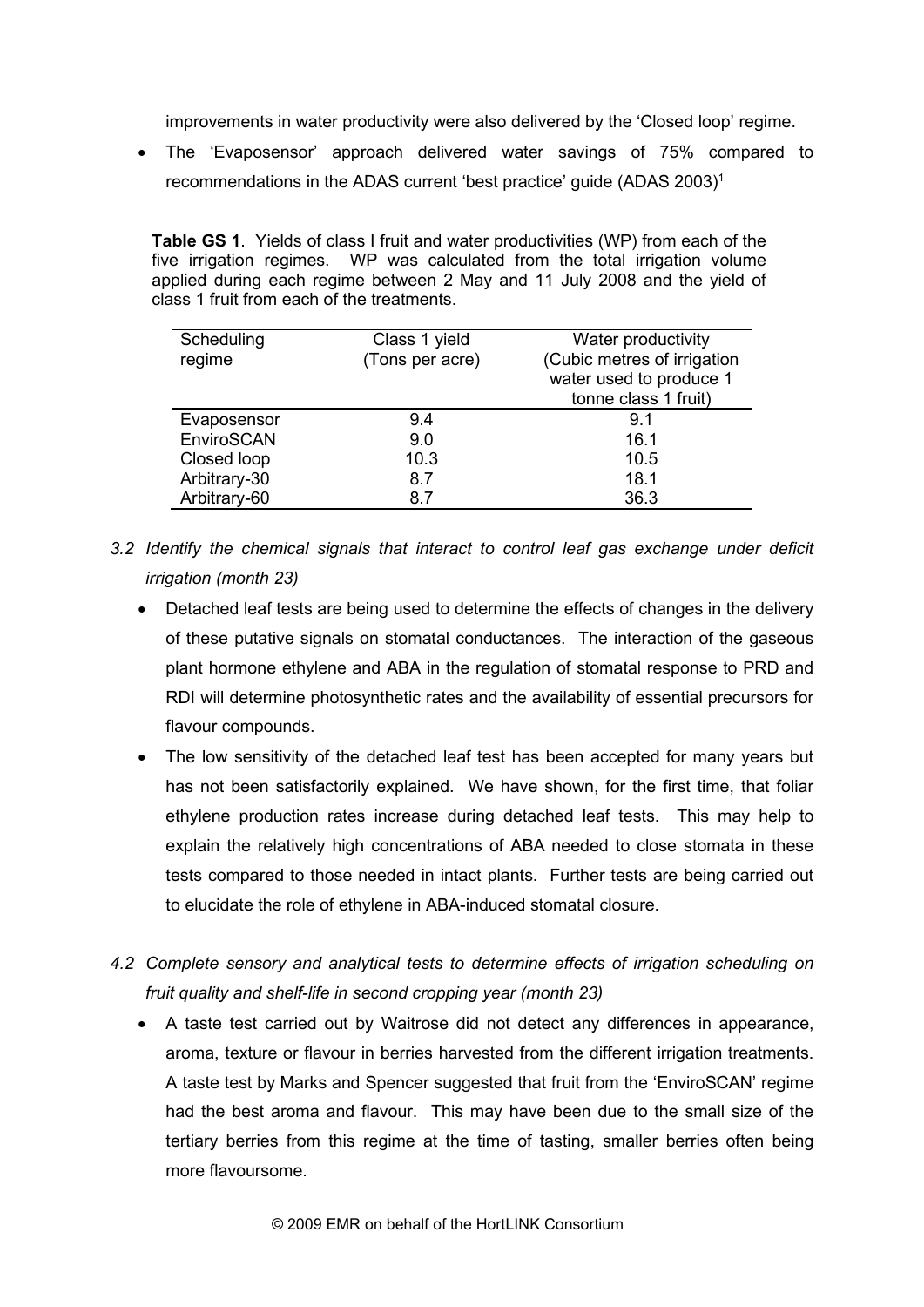improvements in water productivity were also delivered by the 'Closed loop' regime.

- The 'Evaposensor' approach delivered water savings of 75% compared to recommendations in the ADAS current 'best practice' guide (ADAS 2003)[1]

**Table GS 1**. Yields of class I fruit and water productivities (WP) from each of the five irrigation regimes. WP was calculated from the total irrigation volume applied during each regime between 2 May and 11 July 2008 and the yield of class 1 fruit from each of the treatments.

| Scheduling regime | Class 1 yield (Tons per acre) | Water productivity (Cubic metres of irrigation water used to produce 1 tonne class 1 fruit) |
|---|---|---|
| Evaposensor | 9.4 | 9.1 |
| EnviroSCAN | 9.0 | 16.1 |
| Closed loop | 10.3 | 10.5 |
| Arbitrary-30 | 8.7 | 18.1 |
| Arbitrary-60 | 8.7 | 36.3 |

*3.2 Identify the chemical signals that interact to control leaf gas exchange under deficit irrigation (month 23)*

- Detached leaf tests are being used to determine the effects of changes in the delivery of these putative signals on stomatal conductances. The interaction of the gaseous plant hormone ethylene and ABA in the regulation of stomatal response to PRD and RDI will determine photosynthetic rates and the availability of essential precursors for flavour compounds.
- The low sensitivity of the detached leaf test has been accepted for many years but has not been satisfactorily explained. We have shown, for the first time, that foliar ethylene production rates increase during detached leaf tests. This may help to explain the relatively high concentrations of ABA needed to close stomata in these tests compared to those needed in intact plants. Further tests are being carried out to elucidate the role of ethylene in ABA-induced stomatal closure.

*4.2 Complete sensory and analytical tests to determine effects of irrigation scheduling on fruit quality and shelf-life in second cropping year (month 23)*

- A taste test carried out by Waitrose did not detect any differences in appearance, aroma, texture or flavour in berries harvested from the different irrigation treatments. A taste test by Marks and Spencer suggested that fruit from the 'EnviroSCAN' regime had the best aroma and flavour. This may have been due to the small size of the tertiary berries from this regime at the time of tasting, smaller berries often being more flavoursome.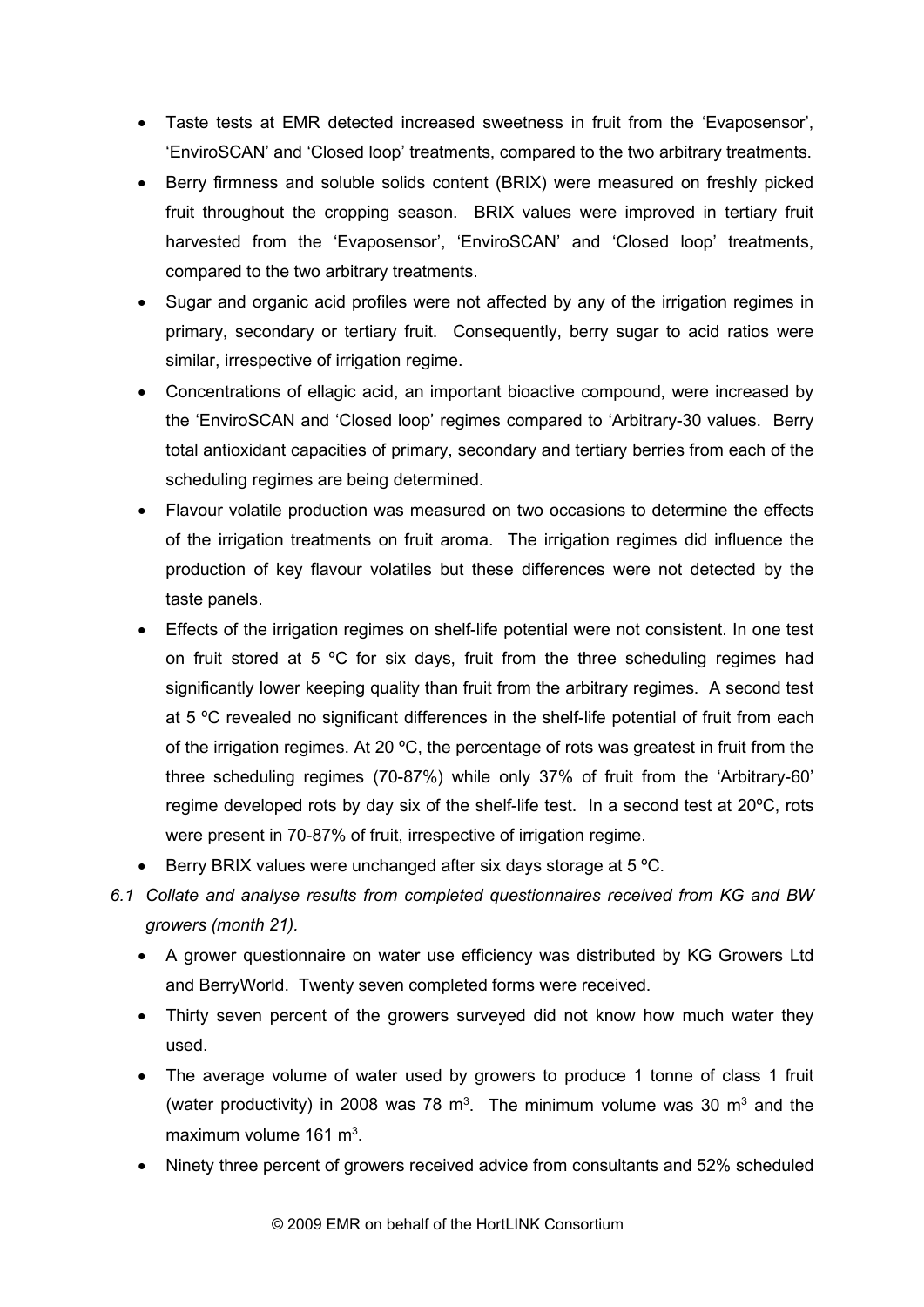- Taste tests at EMR detected increased sweetness in fruit from the 'Evaposensor', 'EnviroSCAN' and 'Closed loop' treatments, compared to the two arbitrary treatments.
- Berry firmness and soluble solids content (BRIX) were measured on freshly picked fruit throughout the cropping season. BRIX values were improved in tertiary fruit harvested from the 'Evaposensor', 'EnviroSCAN' and 'Closed loop' treatments, compared to the two arbitrary treatments.
- Sugar and organic acid profiles were not affected by any of the irrigation regimes in primary, secondary or tertiary fruit. Consequently, berry sugar to acid ratios were similar, irrespective of irrigation regime.
- Concentrations of ellagic acid, an important bioactive compound, were increased by the 'EnviroSCAN and 'Closed loop' regimes compared to 'Arbitrary-30 values. Berry total antioxidant capacities of primary, secondary and tertiary berries from each of the scheduling regimes are being determined.
- Flavour volatile production was measured on two occasions to determine the effects of the irrigation treatments on fruit aroma. The irrigation regimes did influence the production of key flavour volatiles but these differences were not detected by the taste panels.
- Effects of the irrigation regimes on shelf-life potential were not consistent. In one test on fruit stored at 5 ºC for six days, fruit from the three scheduling regimes had significantly lower keeping quality than fruit from the arbitrary regimes. A second test at 5 ºC revealed no significant differences in the shelf-life potential of fruit from each of the irrigation regimes. At 20 ºC, the percentage of rots was greatest in fruit from the three scheduling regimes (70-87%) while only 37% of fruit from the 'Arbitrary-60' regime developed rots by day six of the shelf-life test. In a second test at 20ºC, rots were present in 70-87% of fruit, irrespective of irrigation regime.
- Berry BRIX values were unchanged after six days storage at 5 ºC.

*6.1 Collate and analyse results from completed questionnaires received from KG and BW growers (month 21).*

- A grower questionnaire on water use efficiency was distributed by KG Growers Ltd and BerryWorld. Twenty seven completed forms were received.
- Thirty seven percent of the growers surveyed did not know how much water they used.
- The average volume of water used by growers to produce 1 tonne of class 1 fruit (water productivity) in 2008 was 78 $m^3$. The minimum volume was 30 $m^3$ and the maximum volume 161 $m^3$.
- Ninety three percent of growers received advice from consultants and 52% scheduled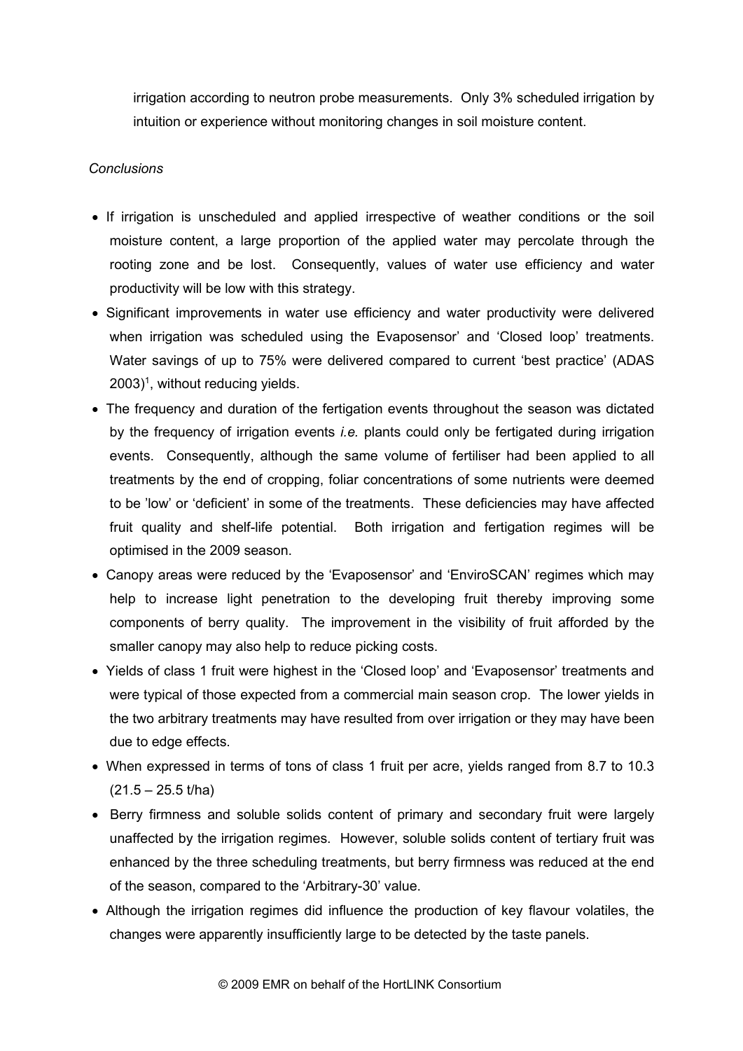irrigation according to neutron probe measurements. Only 3% scheduled irrigation by intuition or experience without monitoring changes in soil moisture content.

*Conclusions*

- If irrigation is unscheduled and applied irrespective of weather conditions or the soil moisture content, a large proportion of the applied water may percolate through the rooting zone and be lost. Consequently, values of water use efficiency and water productivity will be low with this strategy.
- Significant improvements in water use efficiency and water productivity were delivered when irrigation was scheduled using the Evaposensor' and 'Closed loop' treatments. Water savings of up to 75% were delivered compared to current 'best practice' (ADAS 2003)[1], without reducing yields.
- The frequency and duration of the fertigation events throughout the season was dictated by the frequency of irrigation events *i.e.* plants could only be fertigated during irrigation events. Consequently, although the same volume of fertiliser had been applied to all treatments by the end of cropping, foliar concentrations of some nutrients were deemed to be 'low' or 'deficient' in some of the treatments. These deficiencies may have affected fruit quality and shelf-life potential. Both irrigation and fertigation regimes will be optimised in the 2009 season.
- Canopy areas were reduced by the 'Evaposensor' and 'EnviroSCAN' regimes which may help to increase light penetration to the developing fruit thereby improving some components of berry quality. The improvement in the visibility of fruit afforded by the smaller canopy may also help to reduce picking costs.
- Yields of class 1 fruit were highest in the 'Closed loop' and 'Evaposensor' treatments and were typical of those expected from a commercial main season crop. The lower yields in the two arbitrary treatments may have resulted from over irrigation or they may have been due to edge effects.
- When expressed in terms of tons of class 1 fruit per acre, yields ranged from 8.7 to 10.3 (21.5 – 25.5 t/ha)
- Berry firmness and soluble solids content of primary and secondary fruit were largely unaffected by the irrigation regimes. However, soluble solids content of tertiary fruit was enhanced by the three scheduling treatments, but berry firmness was reduced at the end of the season, compared to the 'Arbitrary-30' value.
- Although the irrigation regimes did influence the production of key flavour volatiles, the changes were apparently insufficiently large to be detected by the taste panels.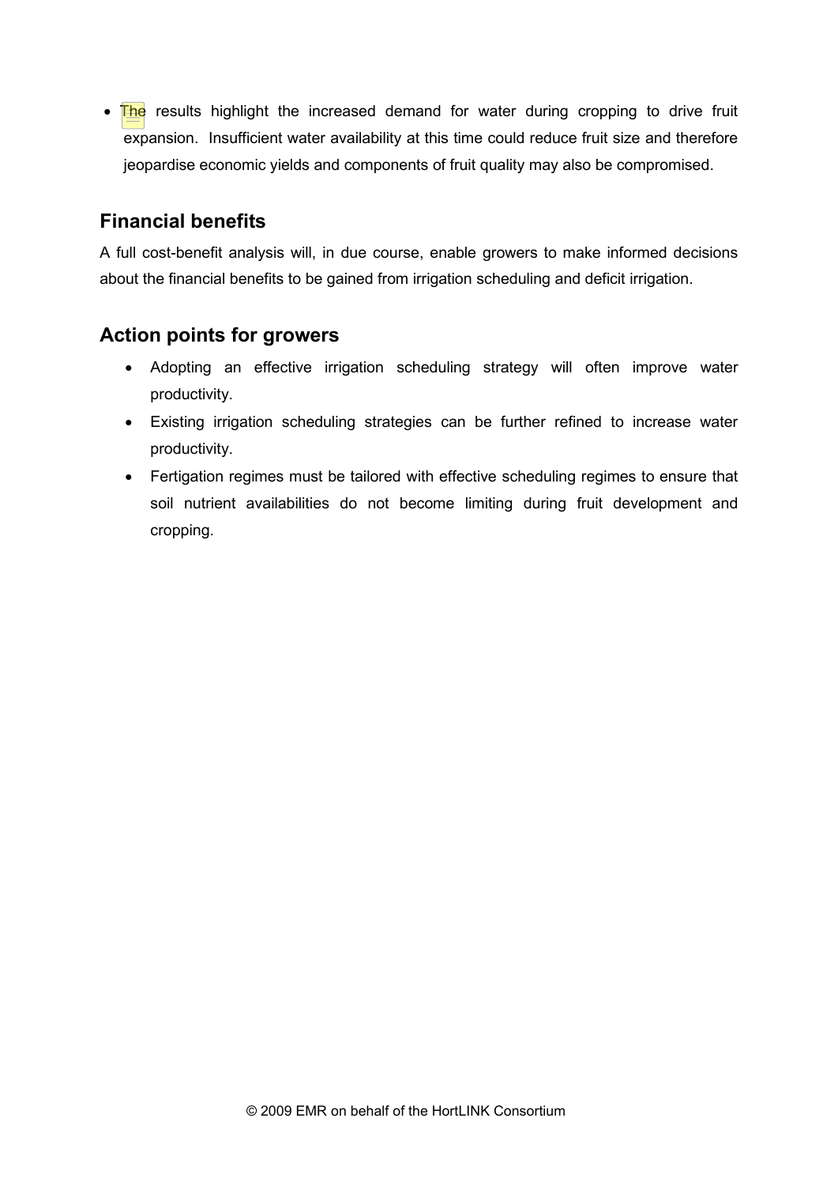- The results highlight the increased demand for water during cropping to drive fruit expansion. Insufficient water availability at this time could reduce fruit size and therefore jeopardise economic yields and components of fruit quality may also be compromised.

## Financial benefits

A full cost-benefit analysis will, in due course, enable growers to make informed decisions about the financial benefits to be gained from irrigation scheduling and deficit irrigation.

## Action points for growers

- Adopting an effective irrigation scheduling strategy will often improve water productivity.
- Existing irrigation scheduling strategies can be further refined to increase water productivity.
- Fertigation regimes must be tailored with effective scheduling regimes to ensure that soil nutrient availabilities do not become limiting during fruit development and cropping.

© 2009 EMR on behalf of the HortLINK Consortium